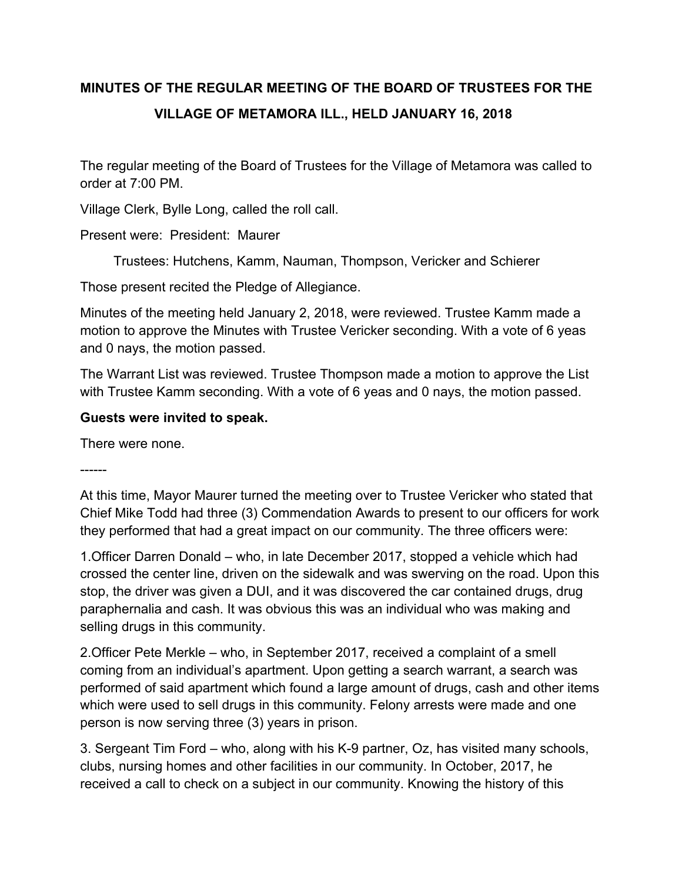# MINUTES OF THE REGULAR MEETING OF THE BOARD OF TRUSTEES FOR THE VILLAGE OF METAMORA ILL., HELD JANUARY 16, 2018

The regular meeting of the Board of Trustees for the Village of Metamora was called to order at 7:00 PM.

Village Clerk, Bylle Long, called the roll call.

Present were: President: Maurer

Trustees: Hutchens, Kamm, Nauman, Thompson, Vericker and Schierer

Those present recited the Pledge of Allegiance.

Minutes of the meeting held January 2, 2018, were reviewed. Trustee Kamm made a motion to approve the Minutes with Trustee Vericker seconding. With a vote of 6 yeas and 0 nays, the motion passed.

The Warrant List was reviewed. Trustee Thompson made a motion to approve the List with Trustee Kamm seconding. With a vote of 6 yeas and 0 nays, the motion passed.

**Guests were invited to speak.**

There were none.

------

At this time, Mayor Maurer turned the meeting over to Trustee Vericker who stated that Chief Mike Todd had three (3) Commendation Awards to present to our officers for work they performed that had a great impact on our community. The three officers were:

1.Officer Darren Donald – who, in late December 2017, stopped a vehicle which had crossed the center line, driven on the sidewalk and was swerving on the road. Upon this stop, the driver was given a DUI, and it was discovered the car contained drugs, drug paraphernalia and cash. It was obvious this was an individual who was making and selling drugs in this community.

2.Officer Pete Merkle – who, in September 2017, received a complaint of a smell coming from an individual's apartment. Upon getting a search warrant, a search was performed of said apartment which found a large amount of drugs, cash and other items which were used to sell drugs in this community. Felony arrests were made and one person is now serving three (3) years in prison.

3. Sergeant Tim Ford – who, along with his K-9 partner, Oz, has visited many schools, clubs, nursing homes and other facilities in our community. In October, 2017, he received a call to check on a subject in our community. Knowing the history of this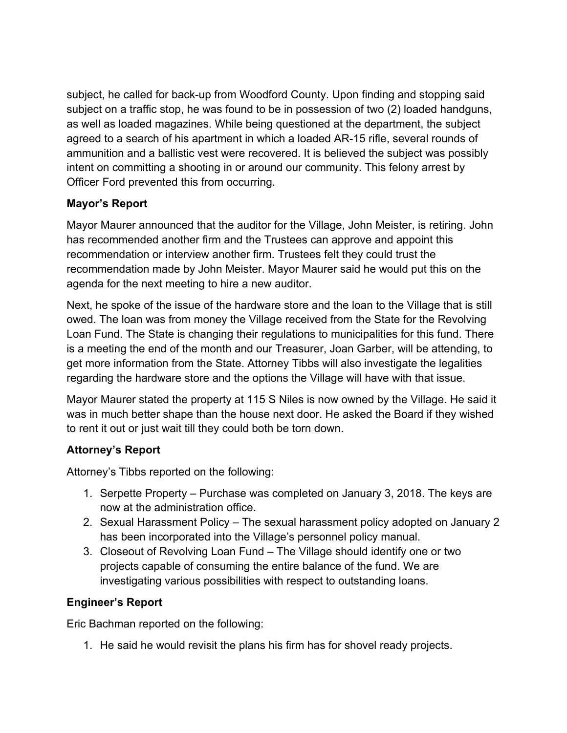subject, he called for back-up from Woodford County. Upon finding and stopping said subject on a traffic stop, he was found to be in possession of two (2) loaded handguns, as well as loaded magazines. While being questioned at the department, the subject agreed to a search of his apartment in which a loaded AR-15 rifle, several rounds of ammunition and a ballistic vest were recovered. It is believed the subject was possibly intent on committing a shooting in or around our community. This felony arrest by Officer Ford prevented this from occurring.

**Mayor's Report**

Mayor Maurer announced that the auditor for the Village, John Meister, is retiring. John has recommended another firm and the Trustees can approve and appoint this recommendation or interview another firm. Trustees felt they could trust the recommendation made by John Meister. Mayor Maurer said he would put this on the agenda for the next meeting to hire a new auditor.

Next, he spoke of the issue of the hardware store and the loan to the Village that is still owed. The loan was from money the Village received from the State for the Revolving Loan Fund. The State is changing their regulations to municipalities for this fund. There is a meeting the end of the month and our Treasurer, Joan Garber, will be attending, to get more information from the State. Attorney Tibbs will also investigate the legalities regarding the hardware store and the options the Village will have with that issue.

Mayor Maurer stated the property at 115 S Niles is now owned by the Village. He said it was in much better shape than the house next door. He asked the Board if they wished to rent it out or just wait till they could both be torn down.

**Attorney's Report**

Attorney's Tibbs reported on the following:

1. Serpette Property – Purchase was completed on January 3, 2018. The keys are now at the administration office.
2. Sexual Harassment Policy – The sexual harassment policy adopted on January 2 has been incorporated into the Village's personnel policy manual.
3. Closeout of Revolving Loan Fund – The Village should identify one or two projects capable of consuming the entire balance of the fund. We are investigating various possibilities with respect to outstanding loans.

**Engineer's Report**

Eric Bachman reported on the following:

1. He said he would revisit the plans his firm has for shovel ready projects.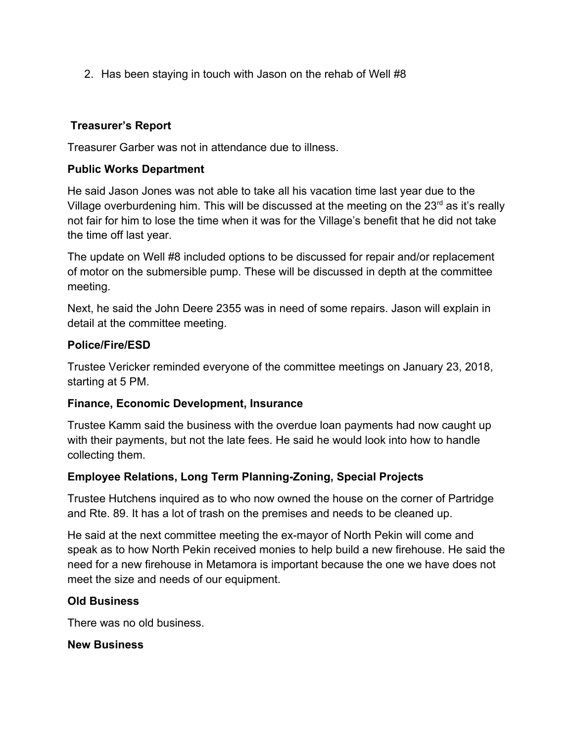2. Has been staying in touch with Jason on the rehab of Well #8

**Treasurer's Report**

Treasurer Garber was not in attendance due to illness.

**Public Works Department**

He said Jason Jones was not able to take all his vacation time last year due to the Village overburdening him. This will be discussed at the meeting on the 23rd as it's really not fair for him to lose the time when it was for the Village's benefit that he did not take the time off last year.

The update on Well #8 included options to be discussed for repair and/or replacement of motor on the submersible pump. These will be discussed in depth at the committee meeting.

Next, he said the John Deere 2355 was in need of some repairs. Jason will explain in detail at the committee meeting.

**Police/Fire/ESD**

Trustee Vericker reminded everyone of the committee meetings on January 23, 2018, starting at 5 PM.

**Finance, Economic Development, Insurance**

Trustee Kamm said the business with the overdue loan payments had now caught up with their payments, but not the late fees. He said he would look into how to handle collecting them.

**Employee Relations, Long Term Planning-Zoning, Special Projects**

Trustee Hutchens inquired as to who now owned the house on the corner of Partridge and Rte. 89. It has a lot of trash on the premises and needs to be cleaned up.

He said at the next committee meeting the ex-mayor of North Pekin will come and speak as to how North Pekin received monies to help build a new firehouse. He said the need for a new firehouse in Metamora is important because the one we have does not meet the size and needs of our equipment.

**Old Business**

There was no old business.

**New Business**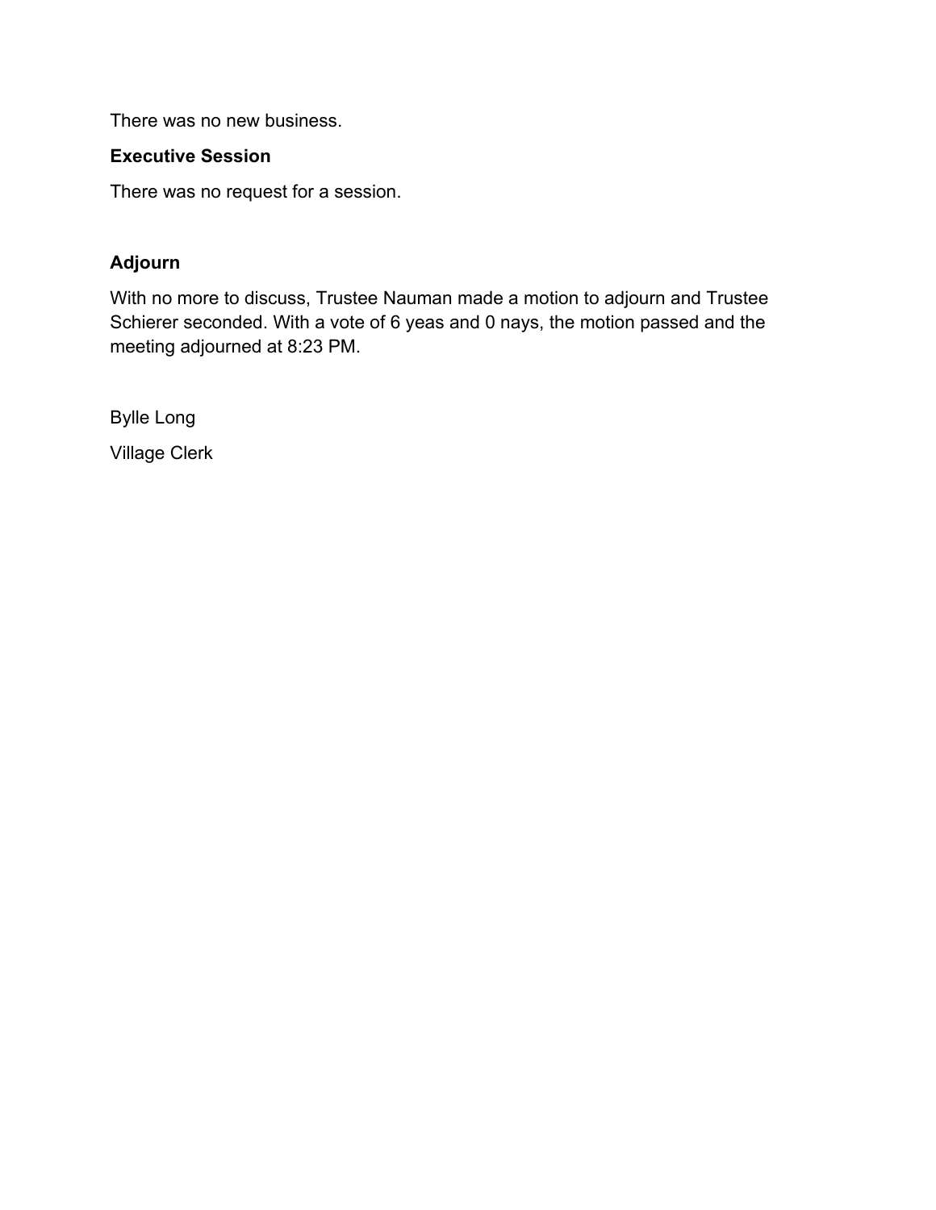There was no new business.

**Executive Session**

There was no request for a session.

**Adjourn**

With no more to discuss, Trustee Nauman made a motion to adjourn and Trustee Schierer seconded. With a vote of 6 yeas and 0 nays, the motion passed and the meeting adjourned at 8:23 PM.

Bylle Long

Village Clerk